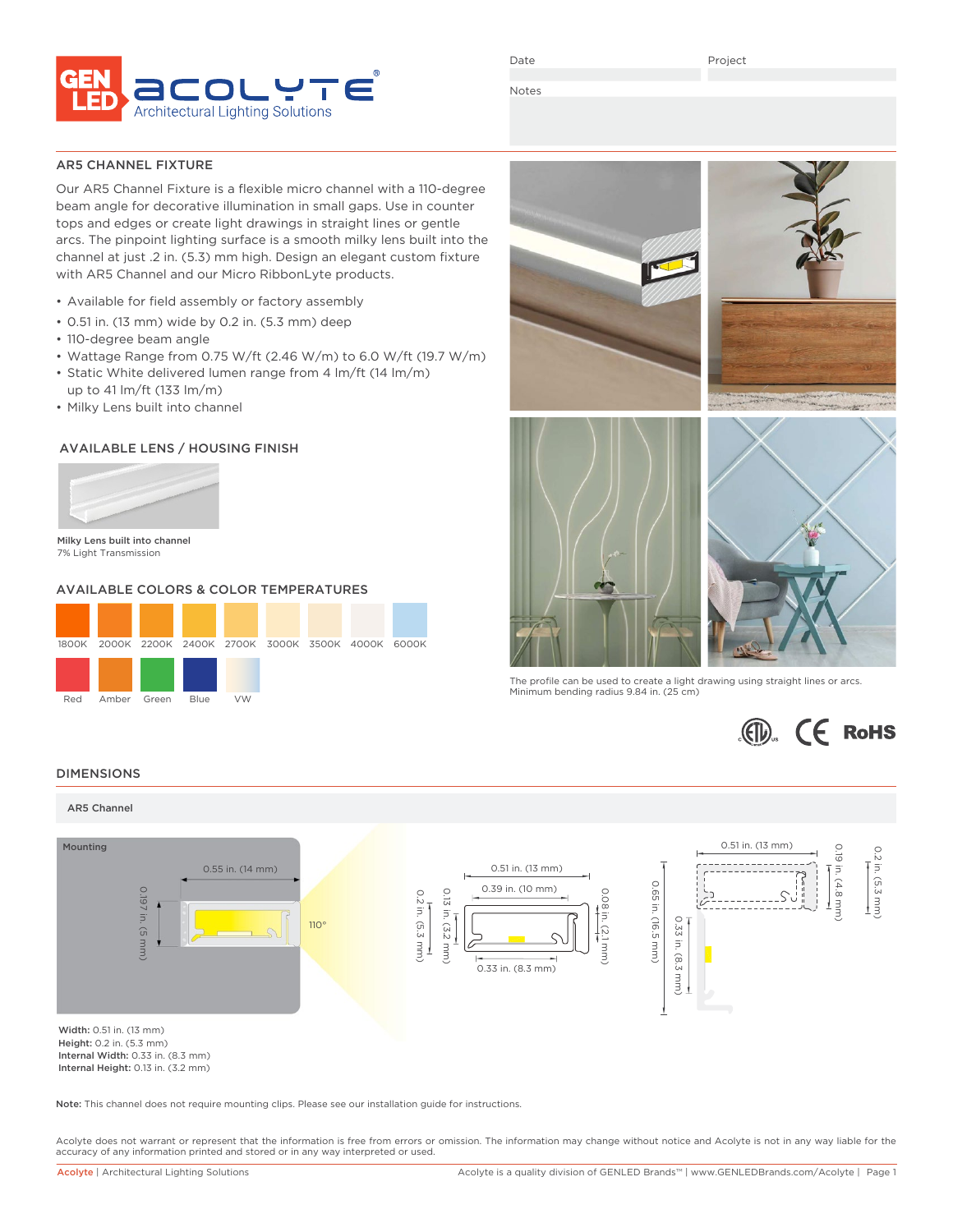# GENLED ACOLYTE Architectural Lighting Solutions

Date | Project

Notes

## AR5 CHANNEL FIXTURE

Our AR5 Channel Fixture is a flexible micro channel with a 110-degree beam angle for decorative illumination in small gaps. Use in counter tops and edges or create light drawings in straight lines or gentle arcs. The pinpoint lighting surface is a smooth milky lens built into the channel at just .2 in. (5.3) mm high. Design an elegant custom fixture with AR5 Channel and our Micro RibbonLyte products.

- Available for field assembly or factory assembly
- 0.51 in. (13 mm) wide by 0.2 in. (5.3 mm) deep
- 110-degree beam angle
- Wattage Range from 0.75 W/ft (2.46 W/m) to 6.0 W/ft (19.7 W/m)
- Static White delivered lumen range from 4 lm/ft (14 lm/m) up to 41 lm/ft (133 lm/m)
- Milky Lens built into channel

### AVAILABLE LENS / HOUSING FINISH

**Milky Lens built into channel**
7% Light Transmission

### AVAILABLE COLORS & COLOR TEMPERATURES

1800K, 2000K, 2200K, 2400K, 2700K, 3000K, 3500K, 4000K, 6000K

Red, Amber, Green, Blue, VW

The profile can be used to create a light drawing using straight lines or arcs.
Minimum bending radius 9.84 in. (25 cm)

## DIMENSIONS

### AR5 Channel

Mounting

0.55 in. (14 mm); 0.197 in. (5 mm); 110°

0.51 in. (13 mm); 0.39 in. (10 mm); 0.2 in. (5.3 mm); 0.13 in. (3.2 mm); 0.08 in. (2.1 mm); 0.33 in. (8.3 mm)

0.51 in. (13 mm); 0.19 in. (4.8 mm); 0.2 in. (5.3 mm); 0.65 in. (16.5 mm); 0.33 in. (8.3 mm)

**Width:** 0.51 in. (13 mm)
**Height:** 0.2 in. (5.3 mm)
**Internal Width:** 0.33 in. (8.3 mm)
**Internal Height:** 0.13 in. (3.2 mm)

**Note:** This channel does not require mounting clips. Please see our installation guide for instructions.

Acolyte does not warrant or represent that the information is free from errors or omission. The information may change without notice and Acolyte is not in any way liable for the accuracy of any information printed and stored or in any way interpreted or used.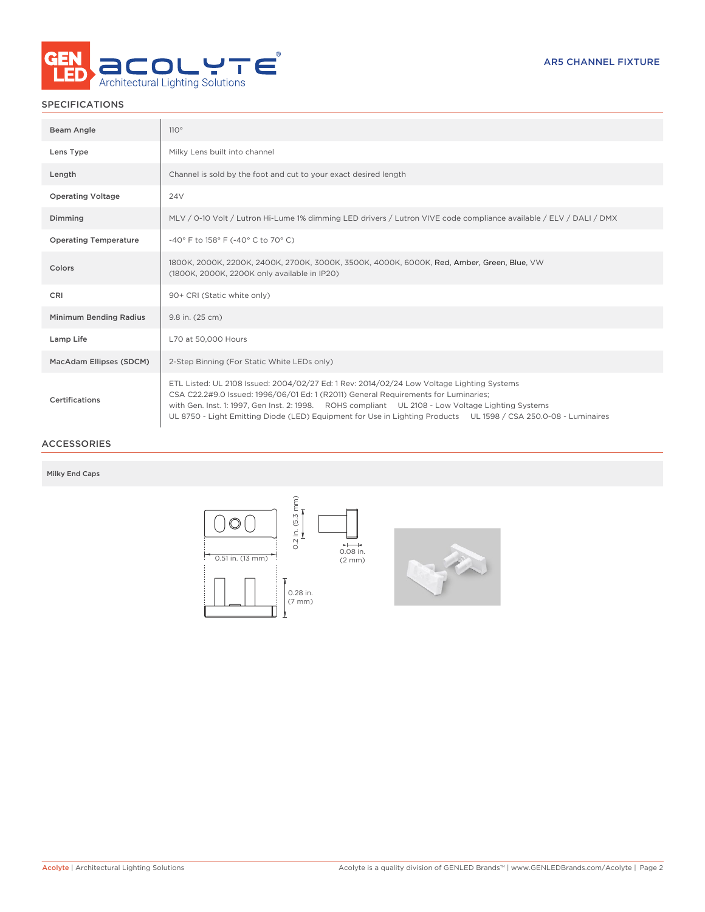## SPECIFICATIONS

| | |
|---|---|
| Beam Angle | 110° |
| Lens Type | Milky Lens built into channel |
| Length | Channel is sold by the foot and cut to your exact desired length |
| Operating Voltage | 24V |
| Dimming | MLV / 0-10 Volt / Lutron Hi-Lume 1% dimming LED drivers / Lutron VIVE code compliance available / ELV / DALI / DMX |
| Operating Temperature | -40° F to 158° F (-40° C to 70° C) |
| Colors | 1800K, 2000K, 2200K, 2400K, 2700K, 3000K, 3500K, 4000K, 6000K, Red, Amber, Green, Blue, VW (1800K, 2000K, 2200K only available in IP20) |
| CRI | 90+ CRI (Static white only) |
| Minimum Bending Radius | 9.8 in. (25 cm) |
| Lamp Life | L70 at 50,000 Hours |
| MacAdam Ellipses (SDCM) | 2-Step Binning (For Static White LEDs only) |
| Certifications | ETL Listed: UL 2108 Issued: 2004/02/27 Ed: 1 Rev: 2014/02/24 Low Voltage Lighting Systems CSA C22.2#9.0 Issued: 1996/06/01 Ed: 1 (R2011) General Requirements for Luminaries; with Gen. Inst. 1: 1997, Gen Inst. 2: 1998. ROHS compliant UL 2108 - Low Voltage Lighting Systems UL 8750 - Light Emitting Diode (LED) Equipment for Use in Lighting Products UL 1598 / CSA 250.0-08 - Luminaires |

## ACCESSORIES

**Milky End Caps**

0.51 in. (13 mm)
0.2 in. (5.3 mm)
0.08 in. (2 mm)
0.28 in. (7 mm)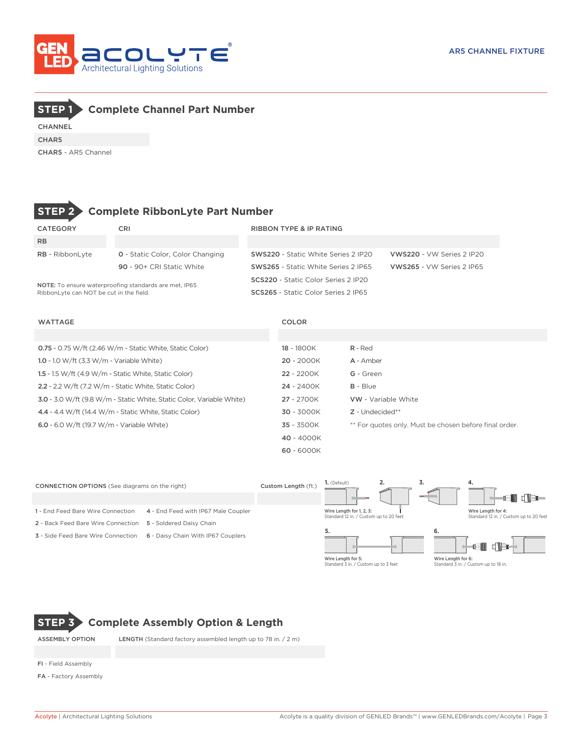# AR5 CHANNEL FIXTURE

## STEP 1 Complete Channel Part Number

CHANNEL

CHAR5

**CHAR5** - AR5 Channel

## STEP 2 Complete RibbonLyte Part Number

| CATEGORY | CRI | RIBBON TYPE & IP RATING | |
|---|---|---|---|
| RB | | | |
| **RB** - RibbonLyte | **0** - Static Color, Color Changing | **SWS220** - Static White Series 2 IP20 | **VWS220** - VW Series 2 IP20 |
| | **90** - 90+ CRI Static White | **SWS265** - Static White Series 2 IP65 | **VWS265** - VW Series 2 IP65 |
| | | **SCS220** - Static Color Series 2 IP20 | |
| | | **SCS265** - Static Color Series 2 IP65 | |

**NOTE:** To ensure waterproofing standards are met, IP65 RibbonLyte can NOT be cut in the field.

| WATTAGE | COLOR | |
|---|---|---|
| **0.75** - 0.75 W/ft (2.46 W/m - Static White, Static Color) | **18** - 1800K | **R** - Red |
| **1.0** - 1.0 W/ft (3.3 W/m - Variable White) | **20** - 2000K | **A** - Amber |
| **1.5** - 1.5 W/ft (4.9 W/m - Static White, Static Color) | **22** - 2200K | **G** - Green |
| **2.2** - 2.2 W/ft (7.2 W/m - Static White, Static Color) | **24** - 2400K | **B** - Blue |
| **3.0** - 3.0 W/ft (9.8 W/m - Static White, Static Color, Variable White) | **27** - 2700K | **VW** - Variable White |
| **4.4** - 4.4 W/ft (14.4 W/m - Static White, Static Color) | **30** - 3000K | **Z** - Undecided** |
| **6.0** - 6.0 W/ft (19.7 W/m - Variable White) | **35** - 3500K | ** For quotes only. Must be chosen before final order. |
| | **40** - 4000K | |
| | **60** - 6000K | |

| CONNECTION OPTIONS (See diagrams on the right) | | Custom Length (ft.) |
|---|---|---|
| **1** - End Feed Bare Wire Connection | **4** - End Feed with IP67 Male Coupler | |
| **2** - Back Feed Bare Wire Connection | **5** - Soldered Daisy Chain | |
| **3** - Side Feed Bare Wire Connection | **6** - Daisy Chain With IP67 Couplers | |

1. (Default) 2. 3. — Wire Length for 1, 2, 3: Standard 12 in. / Custom up to 20 feet

4. — Wire Length for 4: Standard 12 in. / Custom up to 20 feet

5. — Wire Length for 5: Standard 3 in. / Custom up to 3 feet

6. — Wire Length for 6: Standard 3 in. / Custom up to 18 in.

## STEP 3 Complete Assembly Option & Length

| ASSEMBLY OPTION | LENGTH (Standard factory assembled length up to 78 in. / 2 m) |
|---|---|
| **FI** - Field Assembly | |
| **FA** - Factory Assembly | |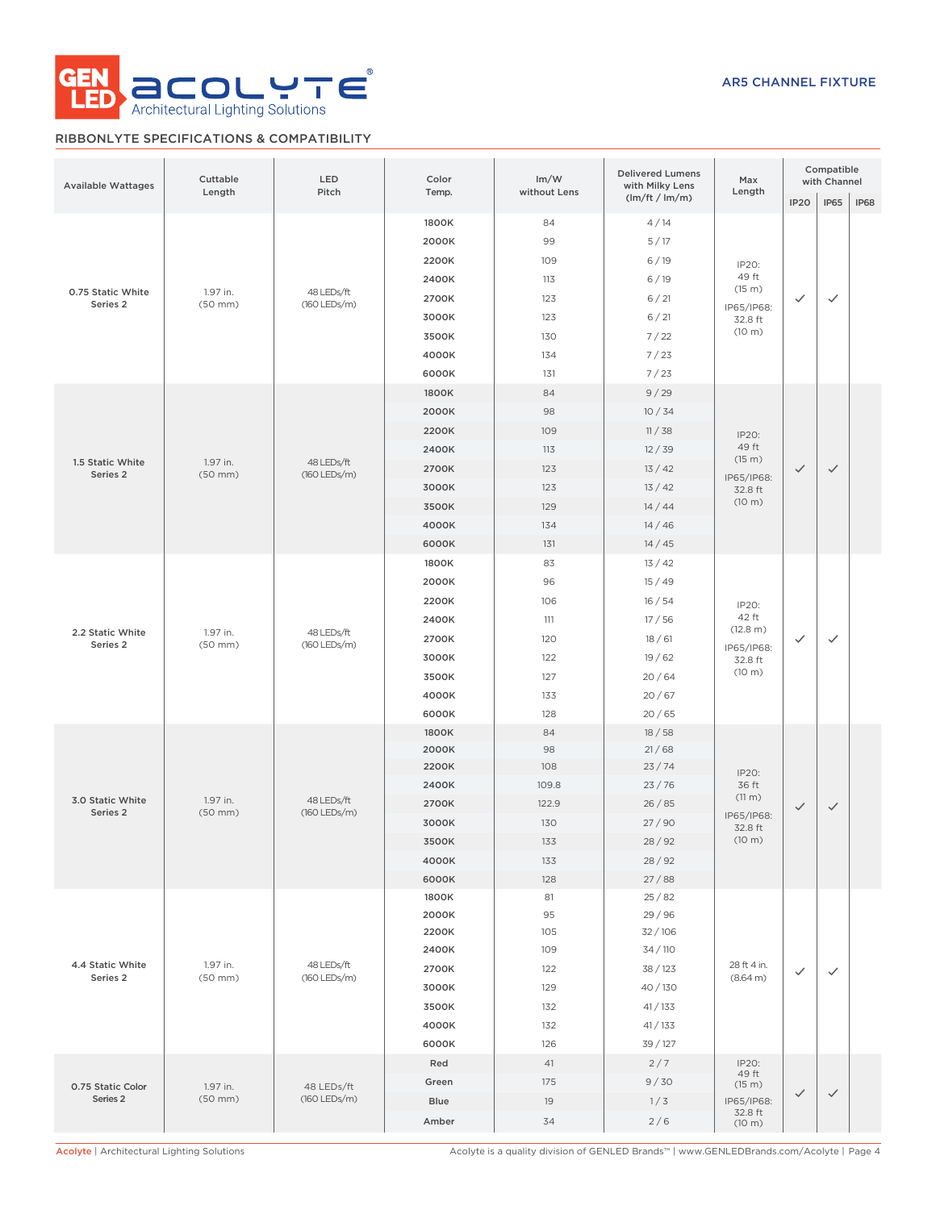AR5 CHANNEL FIXTURE

## RIBBONLYTE SPECIFICATIONS & COMPATIBILITY

| Available Wattages | Cuttable Length | LED Pitch | Color Temp. | lm/W without Lens | Delivered Lumens with Milky Lens (lm/ft / lm/m) | Max Length | Compatible with Channel | | |
|---|---|---|---|---|---|---|---|---|---|
| | | | | | | | IP20 | IP65 | IP68 |
| 0.75 Static White Series 2 | 1.97 in. (50 mm) | 48 LEDs/ft (160 LEDs/m) | 1800K | 84 | 4 / 14 | IP20: 49 ft (15 m) IP65/IP68: 32.8 ft (10 m) | ✓ | ✓ | |
| | | | 2000K | 99 | 5 / 17 | | | | |
| | | | 2200K | 109 | 6 / 19 | | | | |
| | | | 2400K | 113 | 6 / 19 | | | | |
| | | | 2700K | 123 | 6 / 21 | | | | |
| | | | 3000K | 123 | 6 / 21 | | | | |
| | | | 3500K | 130 | 7 / 22 | | | | |
| | | | 4000K | 134 | 7 / 23 | | | | |
| | | | 6000K | 131 | 7 / 23 | | | | |
| 1.5 Static White Series 2 | 1.97 in. (50 mm) | 48 LEDs/ft (160 LEDs/m) | 1800K | 84 | 9 / 29 | IP20: 49 ft (15 m) IP65/IP68: 32.8 ft (10 m) | ✓ | ✓ | |
| | | | 2000K | 98 | 10 / 34 | | | | |
| | | | 2200K | 109 | 11 / 38 | | | | |
| | | | 2400K | 113 | 12 / 39 | | | | |
| | | | 2700K | 123 | 13 / 42 | | | | |
| | | | 3000K | 123 | 13 / 42 | | | | |
| | | | 3500K | 129 | 14 / 44 | | | | |
| | | | 4000K | 134 | 14 / 46 | | | | |
| | | | 6000K | 131 | 14 / 45 | | | | |
| 2.2 Static White Series 2 | 1.97 in. (50 mm) | 48 LEDs/ft (160 LEDs/m) | 1800K | 83 | 13 / 42 | IP20: 42 ft (12.8 m) IP65/IP68: 32.8 ft (10 m) | ✓ | ✓ | |
| | | | 2000K | 96 | 15 / 49 | | | | |
| | | | 2200K | 106 | 16 / 54 | | | | |
| | | | 2400K | 111 | 17 / 56 | | | | |
| | | | 2700K | 120 | 18 / 61 | | | | |
| | | | 3000K | 122 | 19 / 62 | | | | |
| | | | 3500K | 127 | 20 / 64 | | | | |
| | | | 4000K | 133 | 20 / 67 | | | | |
| | | | 6000K | 128 | 20 / 65 | | | | |
| 3.0 Static White Series 2 | 1.97 in. (50 mm) | 48 LEDs/ft (160 LEDs/m) | 1800K | 84 | 18 / 58 | IP20: 36 ft (11 m) IP65/IP68: 32.8 ft (10 m) | ✓ | ✓ | |
| | | | 2000K | 98 | 21 / 68 | | | | |
| | | | 2200K | 108 | 23 / 74 | | | | |
| | | | 2400K | 109.8 | 23 / 76 | | | | |
| | | | 2700K | 122.9 | 26 / 85 | | | | |
| | | | 3000K | 130 | 27 / 90 | | | | |
| | | | 3500K | 133 | 28 / 92 | | | | |
| | | | 4000K | 133 | 28 / 92 | | | | |
| | | | 6000K | 128 | 27 / 88 | | | | |
| 4.4 Static White Series 2 | 1.97 in. (50 mm) | 48 LEDs/ft (160 LEDs/m) | 1800K | 81 | 25 / 82 | 28 ft 4 in. (8.64 m) | ✓ | ✓ | |
| | | | 2000K | 95 | 29 / 96 | | | | |
| | | | 2200K | 105 | 32 / 106 | | | | |
| | | | 2400K | 109 | 34 / 110 | | | | |
| | | | 2700K | 122 | 38 / 123 | | | | |
| | | | 3000K | 129 | 40 / 130 | | | | |
| | | | 3500K | 132 | 41 / 133 | | | | |
| | | | 4000K | 132 | 41 / 133 | | | | |
| | | | 6000K | 126 | 39 / 127 | | | | |
| 0.75 Static Color Series 2 | 1.97 in. (50 mm) | 48 LEDs/ft (160 LEDs/m) | Red | 41 | 2 / 7 | IP20: 49 ft (15 m) IP65/IP68: 32.8 ft (10 m) | ✓ | ✓ | |
| | | | Green | 175 | 9 / 30 | | | | |
| | | | Blue | 19 | 1 / 3 | | | | |
| | | | Amber | 34 | 2 / 6 | | | | |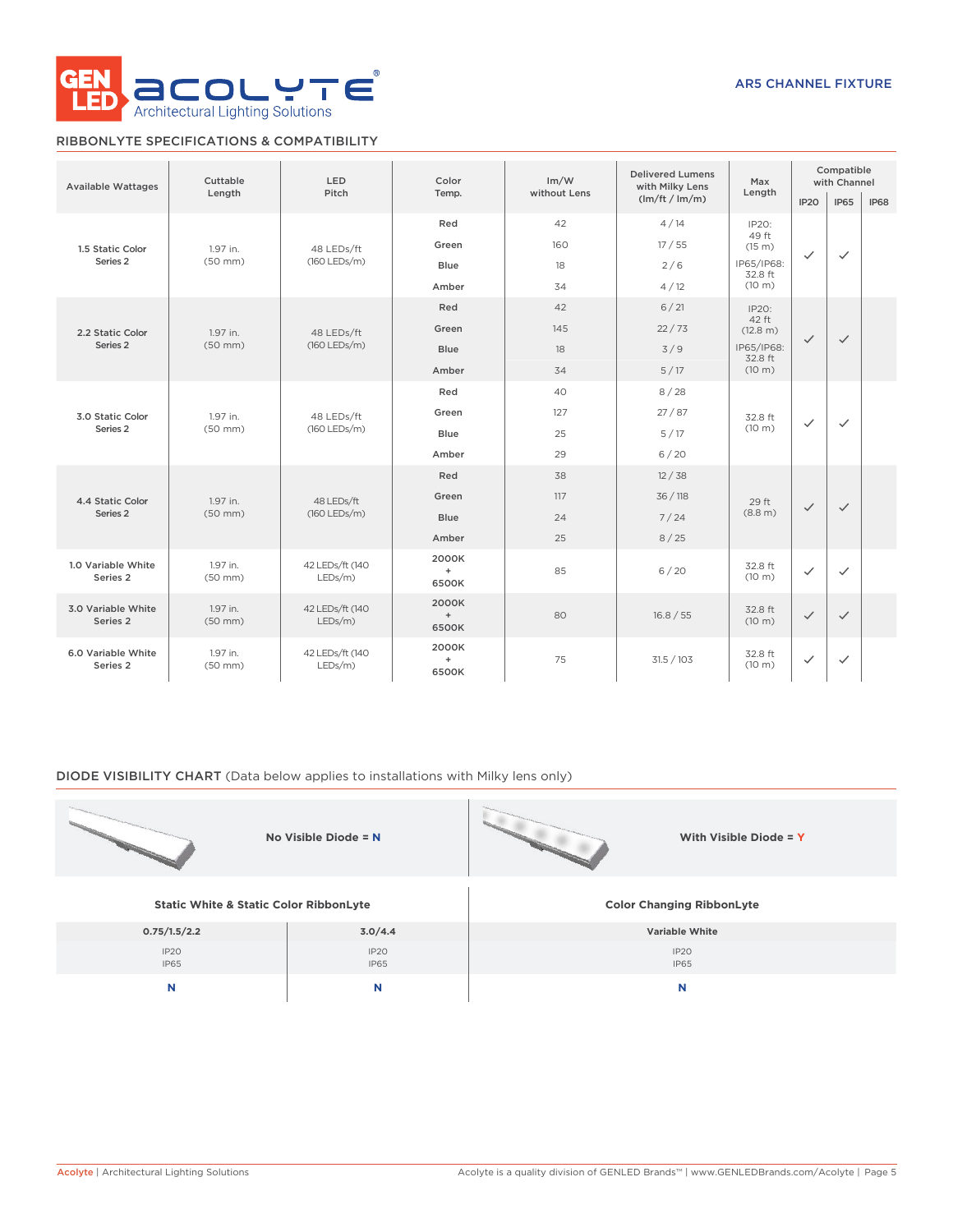AR5 CHANNEL FIXTURE

## RIBBONLYTE SPECIFICATIONS & COMPATIBILITY

| Available Wattages | Cuttable Length | LED Pitch | Color Temp. | lm/W without Lens | Delivered Lumens with Milky Lens (lm/ft / lm/m) | Max Length | Compatible with Channel | | |
|---|---|---|---|---|---|---|---|---|---|
| | | | | | | | IP20 | IP65 | IP68 |
| 1.5 Static Color Series 2 | 1.97 in. (50 mm) | 48 LEDs/ft (160 LEDs/m) | Red | 42 | 4 / 14 | IP20: 49 ft (15 m) IP65/IP68: 32.8 ft (10 m) | ✓ | ✓ | |
| | | | Green | 160 | 17 / 55 | | | | |
| | | | Blue | 18 | 2 / 6 | | | | |
| | | | Amber | 34 | 4 / 12 | | | | |
| 2.2 Static Color Series 2 | 1.97 in. (50 mm) | 48 LEDs/ft (160 LEDs/m) | Red | 42 | 6 / 21 | IP20: 42 ft (12.8 m) IP65/IP68: 32.8 ft (10 m) | ✓ | ✓ | |
| | | | Green | 145 | 22 / 73 | | | | |
| | | | Blue | 18 | 3 / 9 | | | | |
| | | | Amber | 34 | 5 / 17 | | | | |
| 3.0 Static Color Series 2 | 1.97 in. (50 mm) | 48 LEDs/ft (160 LEDs/m) | Red | 40 | 8 / 28 | 32.8 ft (10 m) | ✓ | ✓ | |
| | | | Green | 127 | 27 / 87 | | | | |
| | | | Blue | 25 | 5 / 17 | | | | |
| | | | Amber | 29 | 6 / 20 | | | | |
| 4.4 Static Color Series 2 | 1.97 in. (50 mm) | 48 LEDs/ft (160 LEDs/m) | Red | 38 | 12 / 38 | 29 ft (8.8 m) | ✓ | ✓ | |
| | | | Green | 117 | 36 / 118 | | | | |
| | | | Blue | 24 | 7 / 24 | | | | |
| | | | Amber | 25 | 8 / 25 | | | | |
| 1.0 Variable White Series 2 | 1.97 in. (50 mm) | 42 LEDs/ft (140 LEDs/m) | 2000K + 6500K | 85 | 6 / 20 | 32.8 ft (10 m) | ✓ | ✓ | |
| 3.0 Variable White Series 2 | 1.97 in. (50 mm) | 42 LEDs/ft (140 LEDs/m) | 2000K + 6500K | 80 | 16.8 / 55 | 32.8 ft (10 m) | ✓ | ✓ | |
| 6.0 Variable White Series 2 | 1.97 in. (50 mm) | 42 LEDs/ft (140 LEDs/m) | 2000K + 6500K | 75 | 31.5 / 103 | 32.8 ft (10 m) | ✓ | ✓ | |

## DIODE VISIBILITY CHART (Data below applies to installations with Milky lens only)

**No Visible Diode = N** | **With Visible Diode = Y**

| Static White & Static Color RibbonLyte | | Color Changing RibbonLyte |
|---|---|---|
| **0.75/1.5/2.2** | **3.0/4.4** | **Variable White** |
| IP20 IP65 | IP20 IP65 | IP20 IP65 |
| **N** | **N** | **N** |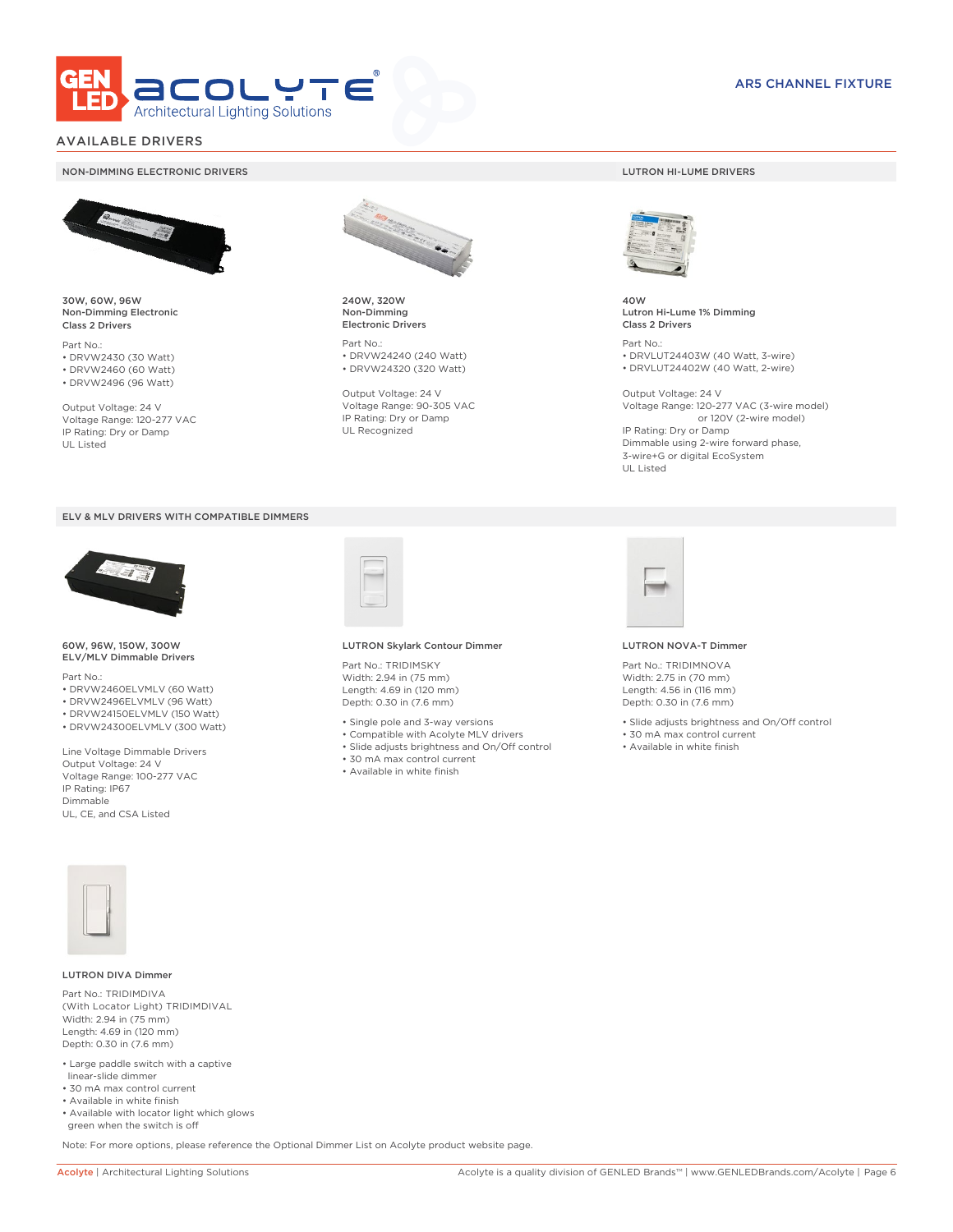AR5 CHANNEL FIXTURE

## AVAILABLE DRIVERS

### NON-DIMMING ELECTRONIC DRIVERS

**30W, 60W, 96W**
**Non-Dimming Electronic**
**Class 2 Drivers**

Part No.:
- DRVW2430 (30 Watt)
- DRVW2460 (60 Watt)
- DRVW2496 (96 Watt)

Output Voltage: 24 V
Voltage Range: 120-277 VAC
IP Rating: Dry or Damp
UL Listed

**240W, 320W**
**Non-Dimming**
**Electronic Drivers**

Part No.:
- DRVW24240 (240 Watt)
- DRVW24320 (320 Watt)

Output Voltage: 24 V
Voltage Range: 90-305 VAC
IP Rating: Dry or Damp
UL Recognized

### LUTRON HI-LUME DRIVERS

**40W**
**Lutron Hi-Lume 1% Dimming**
**Class 2 Drivers**

Part No.:
- DRVLUT24403W (40 Watt, 3-wire)
- DRVLUT24402W (40 Watt, 2-wire)

Output Voltage: 24 V
Voltage Range: 120-277 VAC (3-wire model)
or 120V (2-wire model)
IP Rating: Dry or Damp
Dimmable using 2-wire forward phase,
3-wire+G or digital EcoSystem
UL Listed

### ELV & MLV DRIVERS WITH COMPATIBLE DIMMERS

**60W, 96W, 150W, 300W**
**ELV/MLV Dimmable Drivers**

Part No.:
- DRVW2460ELVMLV (60 Watt)
- DRVW2496ELVMLV (96 Watt)
- DRVW24150ELVMLV (150 Watt)
- DRVW24300ELVMLV (300 Watt)

Line Voltage Dimmable Drivers
Output Voltage: 24 V
Voltage Range: 100-277 VAC
IP Rating: IP67
Dimmable
UL, CE, and CSA Listed

**LUTRON Skylark Contour Dimmer**

Part No.: TRIDIMSKY
Width: 2.94 in (75 mm)
Length: 4.69 in (120 mm)
Depth: 0.30 in (7.6 mm)

- Single pole and 3-way versions
- Compatible with Acolyte MLV drivers
- Slide adjusts brightness and On/Off control
- 30 mA max control current
- Available in white finish

**LUTRON NOVA-T Dimmer**

Part No.: TRIDIMNOVA
Width: 2.75 in (70 mm)
Length: 4.56 in (116 mm)
Depth: 0.30 in (7.6 mm)

- Slide adjusts brightness and On/Off control
- 30 mA max control current
- Available in white finish

**LUTRON DIVA Dimmer**

Part No.: TRIDIMDIVA
(With Locator Light) TRIDIMDIVAL
Width: 2.94 in (75 mm)
Length: 4.69 in (120 mm)
Depth: 0.30 in (7.6 mm)

- Large paddle switch with a captive linear-slide dimmer
- 30 mA max control current
- Available in white finish
- Available with locator light which glows green when the switch is off

Note: For more options, please reference the Optional Dimmer List on Acolyte product website page.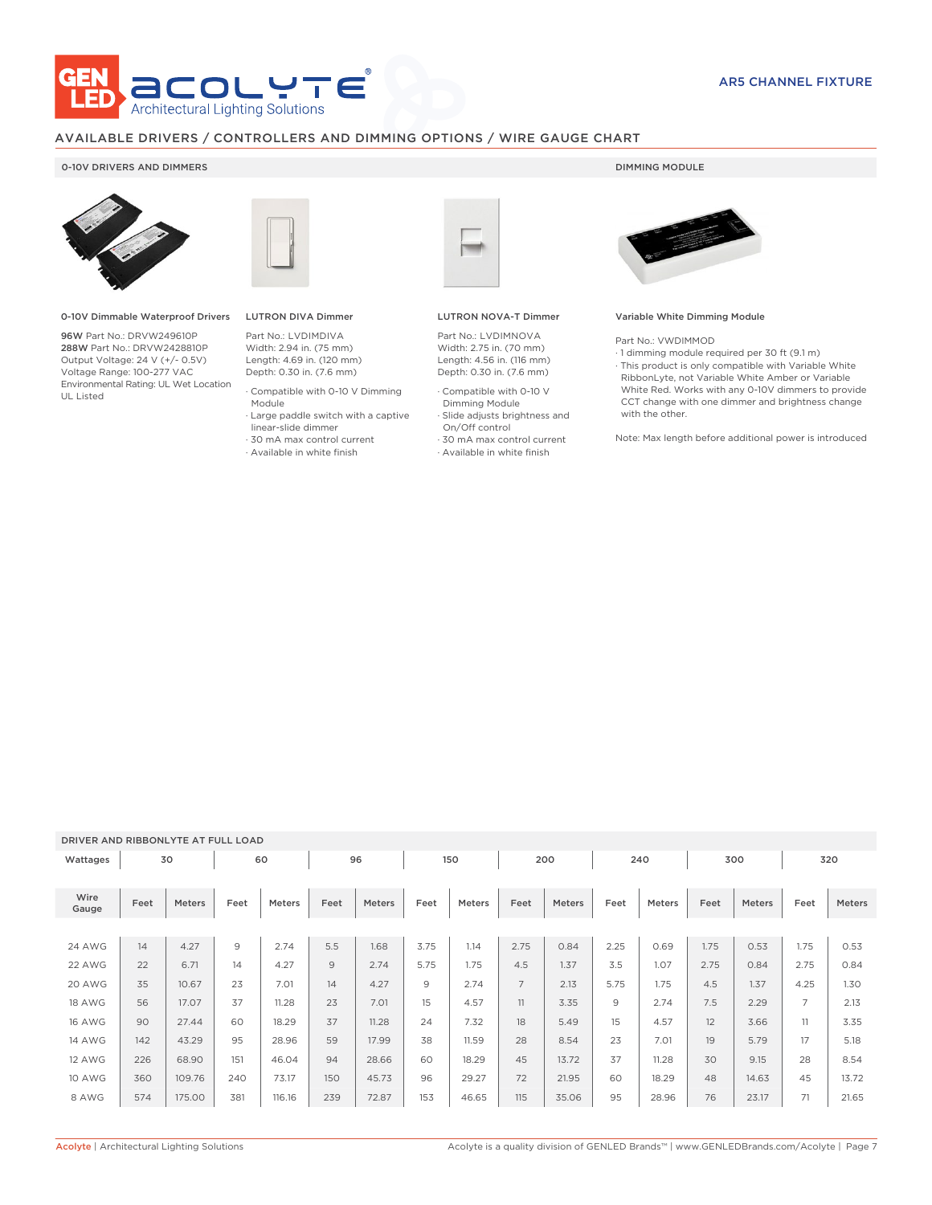## AR5 CHANNEL FIXTURE

## AVAILABLE DRIVERS / CONTROLLERS AND DIMMING OPTIONS / WIRE GAUGE CHART

### 0-10V DRIVERS AND DIMMERS

#### 0-10V Dimmable Waterproof Drivers

**96W** Part No.: DRVW249610P
**288W** Part No.: DRVW2428810P
Output Voltage: 24 V (+/- 0.5V)
Voltage Range: 100-277 VAC
Environmental Rating: UL Wet Location
UL Listed

#### LUTRON DIVA Dimmer

Part No.: LVDIMDIVA
Width: 2.94 in. (75 mm)
Length: 4.69 in. (120 mm)
Depth: 0.30 in. (7.6 mm)

- Compatible with 0-10 V Dimming Module
- Large paddle switch with a captive linear-slide dimmer
- 30 mA max control current
- Available in white finish

#### LUTRON NOVA-T Dimmer

Part No.: LVDIMNOVA
Width: 2.75 in. (70 mm)
Length: 4.56 in. (116 mm)
Depth: 0.30 in. (7.6 mm)

- Compatible with 0-10 V Dimming Module
- Slide adjusts brightness and On/Off control
- 30 mA max control current
- Available in white finish

### DIMMING MODULE

#### Variable White Dimming Module

Part No.: VWDIMMOD

- 1 dimming module required per 30 ft (9.1 m)
- This product is only compatible with Variable White RibbonLyte, not Variable White Amber or Variable White Red. Works with any 0-10V dimmers to provide CCT change with one dimmer and brightness change with the other.

Note: Max length before additional power is introduced

### DRIVER AND RIBBONLYTE AT FULL LOAD

| Wattages | 30 | | 60 | | 96 | | 150 | | 200 | | 240 | | 300 | | 320 | |
|---|---|---|---|---|---|---|---|---|---|---|---|---|---|---|---|---|
| Wire Gauge | Feet | Meters | Feet | Meters | Feet | Meters | Feet | Meters | Feet | Meters | Feet | Meters | Feet | Meters | Feet | Meters |
| 24 AWG | 14 | 4.27 | 9 | 2.74 | 5.5 | 1.68 | 3.75 | 1.14 | 2.75 | 0.84 | 2.25 | 0.69 | 1.75 | 0.53 | 1.75 | 0.53 |
| 22 AWG | 22 | 6.71 | 14 | 4.27 | 9 | 2.74 | 5.75 | 1.75 | 4.5 | 1.37 | 3.5 | 1.07 | 2.75 | 0.84 | 2.75 | 0.84 |
| 20 AWG | 35 | 10.67 | 23 | 7.01 | 14 | 4.27 | 9 | 2.74 | 7 | 2.13 | 5.75 | 1.75 | 4.5 | 1.37 | 4.25 | 1.30 |
| 18 AWG | 56 | 17.07 | 37 | 11.28 | 23 | 7.01 | 15 | 4.57 | 11 | 3.35 | 9 | 2.74 | 7.5 | 2.29 | 7 | 2.13 |
| 16 AWG | 90 | 27.44 | 60 | 18.29 | 37 | 11.28 | 24 | 7.32 | 18 | 5.49 | 15 | 4.57 | 12 | 3.66 | 11 | 3.35 |
| 14 AWG | 142 | 43.29 | 95 | 28.96 | 59 | 17.99 | 38 | 11.59 | 28 | 8.54 | 23 | 7.01 | 19 | 5.79 | 17 | 5.18 |
| 12 AWG | 226 | 68.90 | 151 | 46.04 | 94 | 28.66 | 60 | 18.29 | 45 | 13.72 | 37 | 11.28 | 30 | 9.15 | 28 | 8.54 |
| 10 AWG | 360 | 109.76 | 240 | 73.17 | 150 | 45.73 | 96 | 29.27 | 72 | 21.95 | 60 | 18.29 | 48 | 14.63 | 45 | 13.72 |
| 8 AWG | 574 | 175.00 | 381 | 116.16 | 239 | 72.87 | 153 | 46.65 | 115 | 35.06 | 95 | 28.96 | 76 | 23.17 | 71 | 21.65 |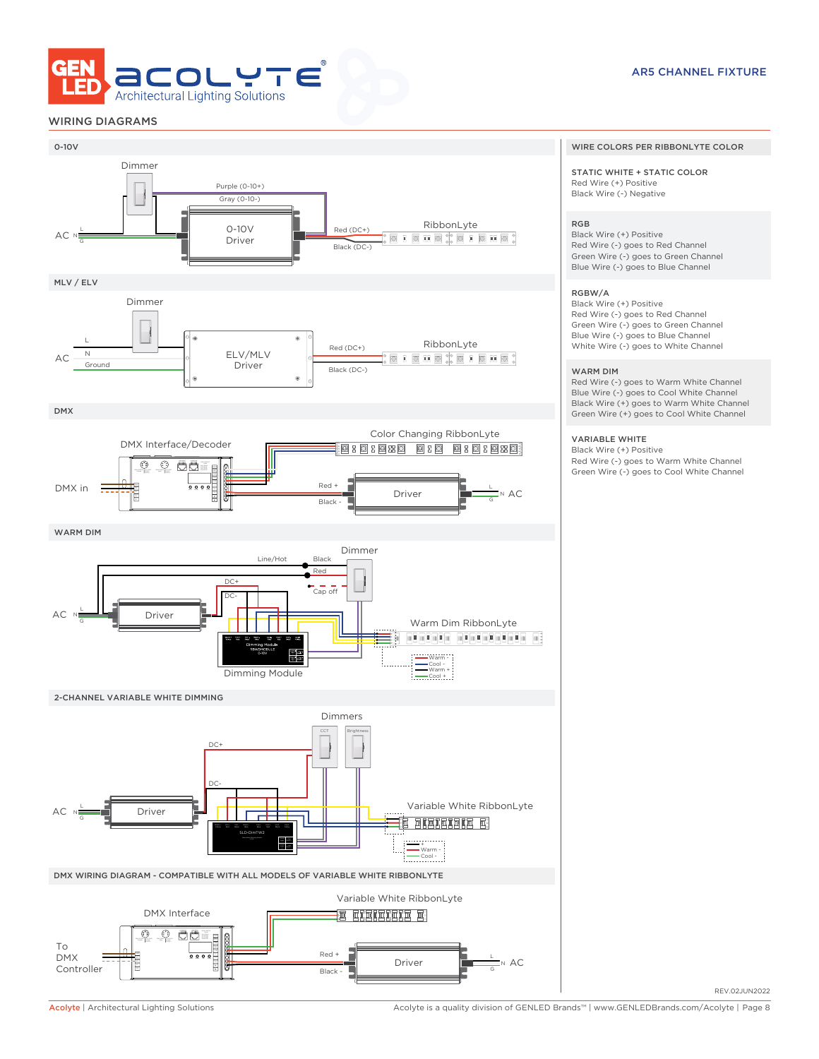GENLED acolyte® Architectural Lighting Solutions

AR5 CHANNEL FIXTURE

## WIRING DIAGRAMS

### 0-10V

Dimmer

Purple (0-10+)

Gray (0-10-)

AC L N G

0-10V Driver

Red (DC+)

Black (DC-)

RibbonLyte

### MLV / ELV

Dimmer

L

N

AC

Ground

ELV/MLV Driver

Red (DC+)

Black (DC-)

RibbonLyte

### DMX

DMX Interface/Decoder

Color Changing RibbonLyte

DMX in

Red +

Black -

Driver

L N G AC

### WARM DIM

Dimmer

Line/Hot

Black

Red

Cap off

DC+

DC-

AC L N G

Driver

Warm Dim RibbonLyte

Dimming Module

Warm -
Cool -
Warm +
Cool +

### 2-CHANNEL VARIABLE WHITE DIMMING

Dimmers

CCT

Brightness

DC+

DC-

AC L N G

Driver

Variable White RibbonLyte

Warm -
Cool -

### DMX WIRING DIAGRAM - COMPATIBLE WITH ALL MODELS OF VARIABLE WHITE RIBBONLYTE

Variable White RibbonLyte

DMX Interface

To DMX Controller

Red +

Black -

Driver

L N G AC

## WIRE COLORS PER RIBBONLYTE COLOR

**STATIC WHITE + STATIC COLOR**
Red Wire (+) Positive
Black Wire (-) Negative

**RGB**
Black Wire (+) Positive
Red Wire (-) goes to Red Channel
Green Wire (-) goes to Green Channel
Blue Wire (-) goes to Blue Channel

**RGBW/A**
Black Wire (+) Positive
Red Wire (-) goes to Red Channel
Green Wire (-) goes to Green Channel
Blue Wire (-) goes to Blue Channel
White Wire (-) goes to White Channel

**WARM DIM**
Red Wire (-) goes to Warm White Channel
Blue Wire (-) goes to Cool White Channel
Black Wire (+) goes to Warm White Channel
Green Wire (+) goes to Cool White Channel

**VARIABLE WHITE**
Black Wire (+) Positive
Red Wire (-) goes to Warm White Channel
Green Wire (-) goes to Cool White Channel

REV.02JUN2022

Acolyte | Architectural Lighting Solutions — Acolyte is a quality division of GENLED Brands™ | www.GENLEDBrands.com/Acolyte